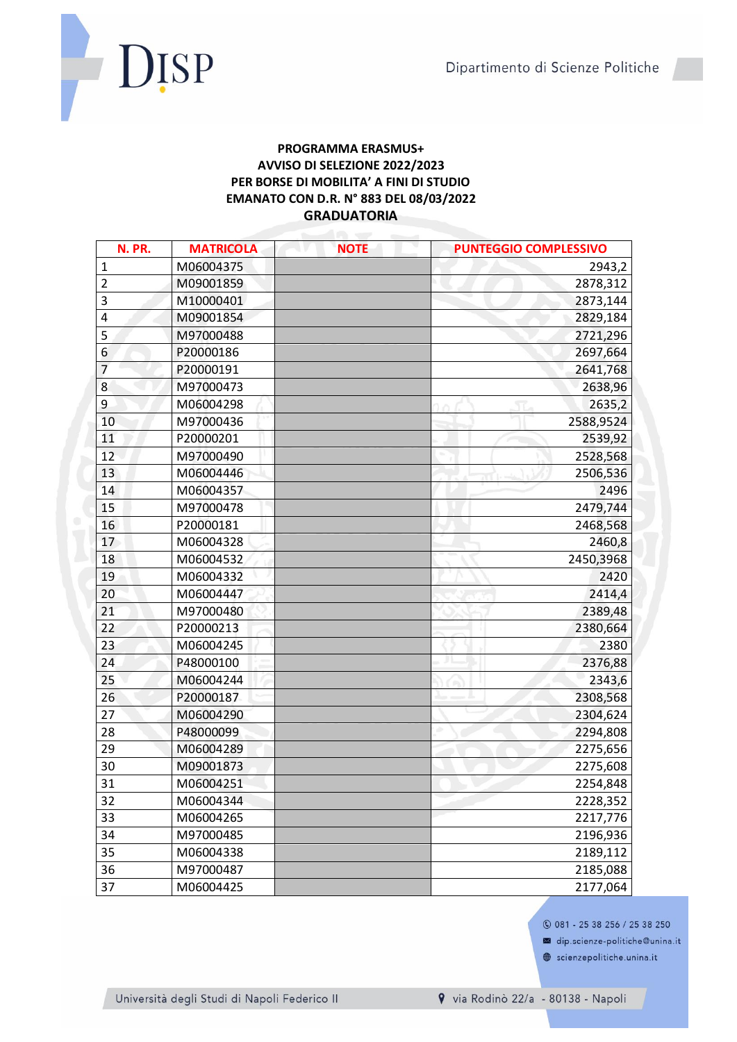**PROGRAMMA ERASMUS+**
**AVVISO DI SELEZIONE 2022/2023**
**PER BORSE DI MOBILITA' A FINI DI STUDIO**
**EMANATO CON D.R. N° 883 DEL 08/03/2022**

## GRADUATORIA

| N. PR. | MATRICOLA | NOTE | PUNTEGGIO COMPLESSIVO |
|---|---|---|---|
| 1 | M06004375 | | 2943,2 |
| 2 | M09001859 | | 2878,312 |
| 3 | M10000401 | | 2873,144 |
| 4 | M09001854 | | 2829,184 |
| 5 | M97000488 | | 2721,296 |
| 6 | P20000186 | | 2697,664 |
| 7 | P20000191 | | 2641,768 |
| 8 | M97000473 | | 2638,96 |
| 9 | M06004298 | | 2635,2 |
| 10 | M97000436 | | 2588,9524 |
| 11 | P20000201 | | 2539,92 |
| 12 | M97000490 | | 2528,568 |
| 13 | M06004446 | | 2506,536 |
| 14 | M06004357 | | 2496 |
| 15 | M97000478 | | 2479,744 |
| 16 | P20000181 | | 2468,568 |
| 17 | M06004328 | | 2460,8 |
| 18 | M06004532 | | 2450,3968 |
| 19 | M06004332 | | 2420 |
| 20 | M06004447 | | 2414,4 |
| 21 | M97000480 | | 2389,48 |
| 22 | P20000213 | | 2380,664 |
| 23 | M06004245 | | 2380 |
| 24 | P48000100 | | 2376,88 |
| 25 | M06004244 | | 2343,6 |
| 26 | P20000187 | | 2308,568 |
| 27 | M06004290 | | 2304,624 |
| 28 | P48000099 | | 2294,808 |
| 29 | M06004289 | | 2275,656 |
| 30 | M09001873 | | 2275,608 |
| 31 | M06004251 | | 2254,848 |
| 32 | M06004344 | | 2228,352 |
| 33 | M06004265 | | 2217,776 |
| 34 | M97000485 | | 2196,936 |
| 35 | M06004338 | | 2189,112 |
| 36 | M97000487 | | 2185,088 |
| 37 | M06004425 | | 2177,064 |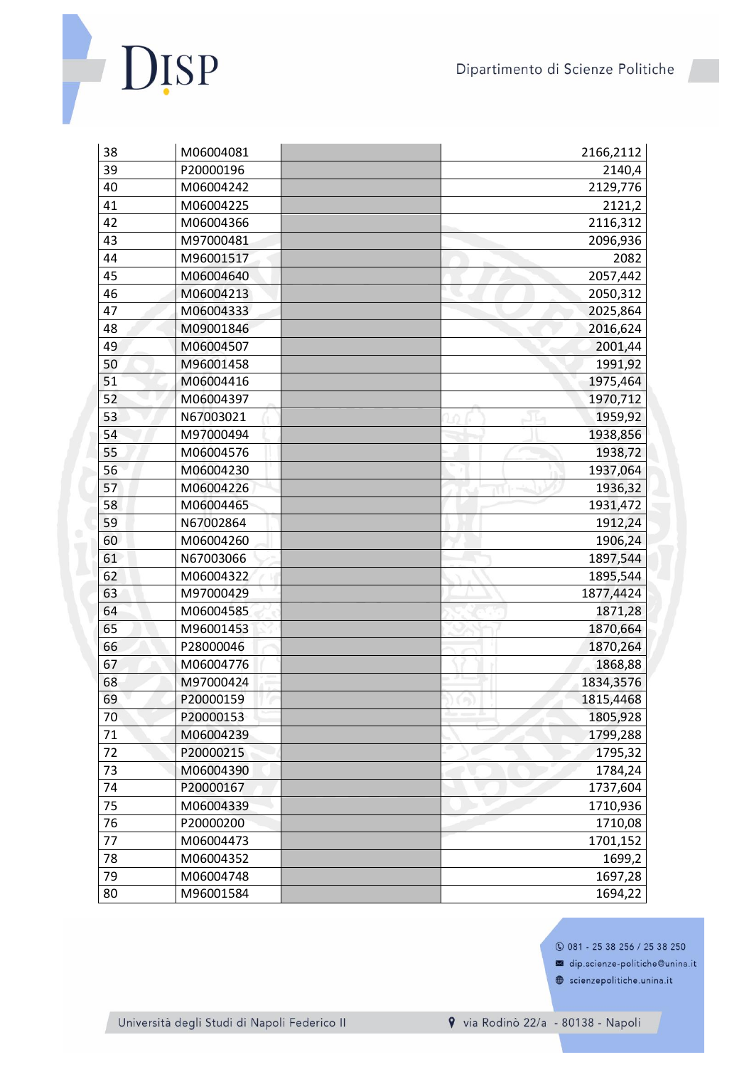| | | | |
|---|---|---|---|
| 38 | M06004081 | | 2166,2112 |
| 39 | P20000196 | | 2140,4 |
| 40 | M06004242 | | 2129,776 |
| 41 | M06004225 | | 2121,2 |
| 42 | M06004366 | | 2116,312 |
| 43 | M97000481 | | 2096,936 |
| 44 | M96001517 | | 2082 |
| 45 | M06004640 | | 2057,442 |
| 46 | M06004213 | | 2050,312 |
| 47 | M06004333 | | 2025,864 |
| 48 | M09001846 | | 2016,624 |
| 49 | M06004507 | | 2001,44 |
| 50 | M96001458 | | 1991,92 |
| 51 | M06004416 | | 1975,464 |
| 52 | M06004397 | | 1970,712 |
| 53 | N67003021 | | 1959,92 |
| 54 | M97000494 | | 1938,856 |
| 55 | M06004576 | | 1938,72 |
| 56 | M06004230 | | 1937,064 |
| 57 | M06004226 | | 1936,32 |
| 58 | M06004465 | | 1931,472 |
| 59 | N67002864 | | 1912,24 |
| 60 | M06004260 | | 1906,24 |
| 61 | N67003066 | | 1897,544 |
| 62 | M06004322 | | 1895,544 |
| 63 | M97000429 | | 1877,4424 |
| 64 | M06004585 | | 1871,28 |
| 65 | M96001453 | | 1870,664 |
| 66 | P28000046 | | 1870,264 |
| 67 | M06004776 | | 1868,88 |
| 68 | M97000424 | | 1834,3576 |
| 69 | P20000159 | | 1815,4468 |
| 70 | P20000153 | | 1805,928 |
| 71 | M06004239 | | 1799,288 |
| 72 | P20000215 | | 1795,32 |
| 73 | M06004390 | | 1784,24 |
| 74 | P20000167 | | 1737,604 |
| 75 | M06004339 | | 1710,936 |
| 76 | P20000200 | | 1710,08 |
| 77 | M06004473 | | 1701,152 |
| 78 | M06004352 | | 1699,2 |
| 79 | M06004748 | | 1697,28 |
| 80 | M96001584 | | 1694,22 |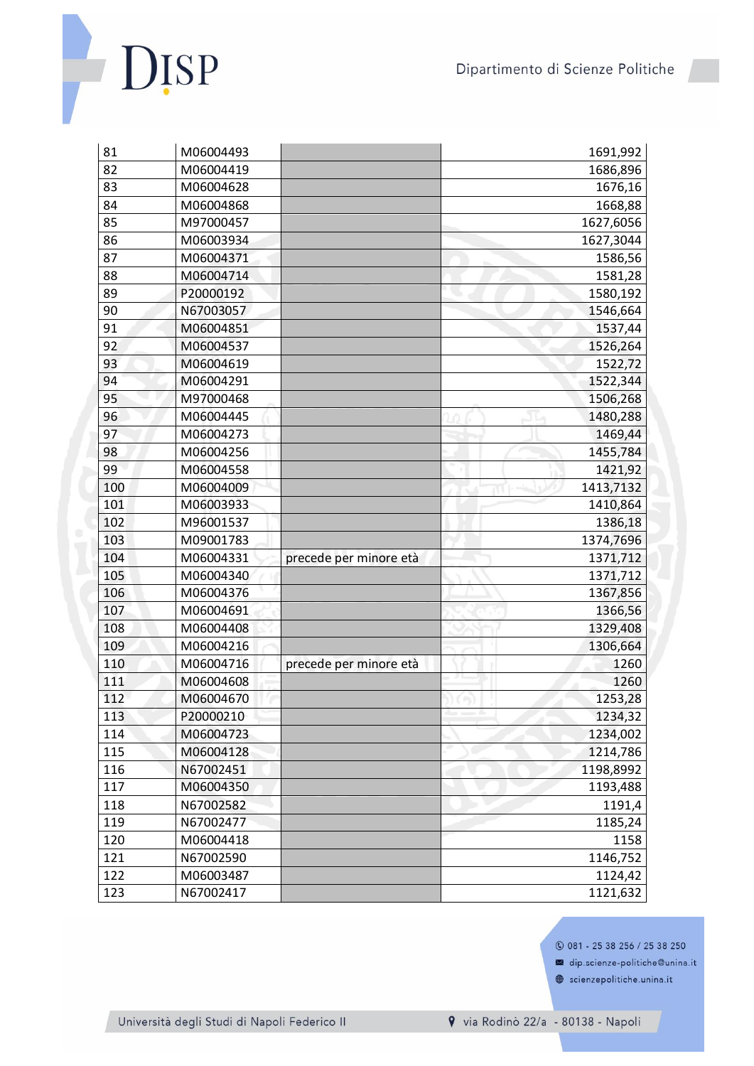| | | | |
|---|---|---|---|
| 81 | M06004493 | | 1691,992 |
| 82 | M06004419 | | 1686,896 |
| 83 | M06004628 | | 1676,16 |
| 84 | M06004868 | | 1668,88 |
| 85 | M97000457 | | 1627,6056 |
| 86 | M06003934 | | 1627,3044 |
| 87 | M06004371 | | 1586,56 |
| 88 | M06004714 | | 1581,28 |
| 89 | P20000192 | | 1580,192 |
| 90 | N67003057 | | 1546,664 |
| 91 | M06004851 | | 1537,44 |
| 92 | M06004537 | | 1526,264 |
| 93 | M06004619 | | 1522,72 |
| 94 | M06004291 | | 1522,344 |
| 95 | M97000468 | | 1506,268 |
| 96 | M06004445 | | 1480,288 |
| 97 | M06004273 | | 1469,44 |
| 98 | M06004256 | | 1455,784 |
| 99 | M06004558 | | 1421,92 |
| 100 | M06004009 | | 1413,7132 |
| 101 | M06003933 | | 1410,864 |
| 102 | M96001537 | | 1386,18 |
| 103 | M09001783 | | 1374,7696 |
| 104 | M06004331 | precede per minore età | 1371,712 |
| 105 | M06004340 | | 1371,712 |
| 106 | M06004376 | | 1367,856 |
| 107 | M06004691 | | 1366,56 |
| 108 | M06004408 | | 1329,408 |
| 109 | M06004216 | | 1306,664 |
| 110 | M06004716 | precede per minore età | 1260 |
| 111 | M06004608 | | 1260 |
| 112 | M06004670 | | 1253,28 |
| 113 | P20000210 | | 1234,32 |
| 114 | M06004723 | | 1234,002 |
| 115 | M06004128 | | 1214,786 |
| 116 | N67002451 | | 1198,8992 |
| 117 | M06004350 | | 1193,488 |
| 118 | N67002582 | | 1191,4 |
| 119 | N67002477 | | 1185,24 |
| 120 | M06004418 | | 1158 |
| 121 | N67002590 | | 1146,752 |
| 122 | M06003487 | | 1124,42 |
| 123 | N67002417 | | 1121,632 |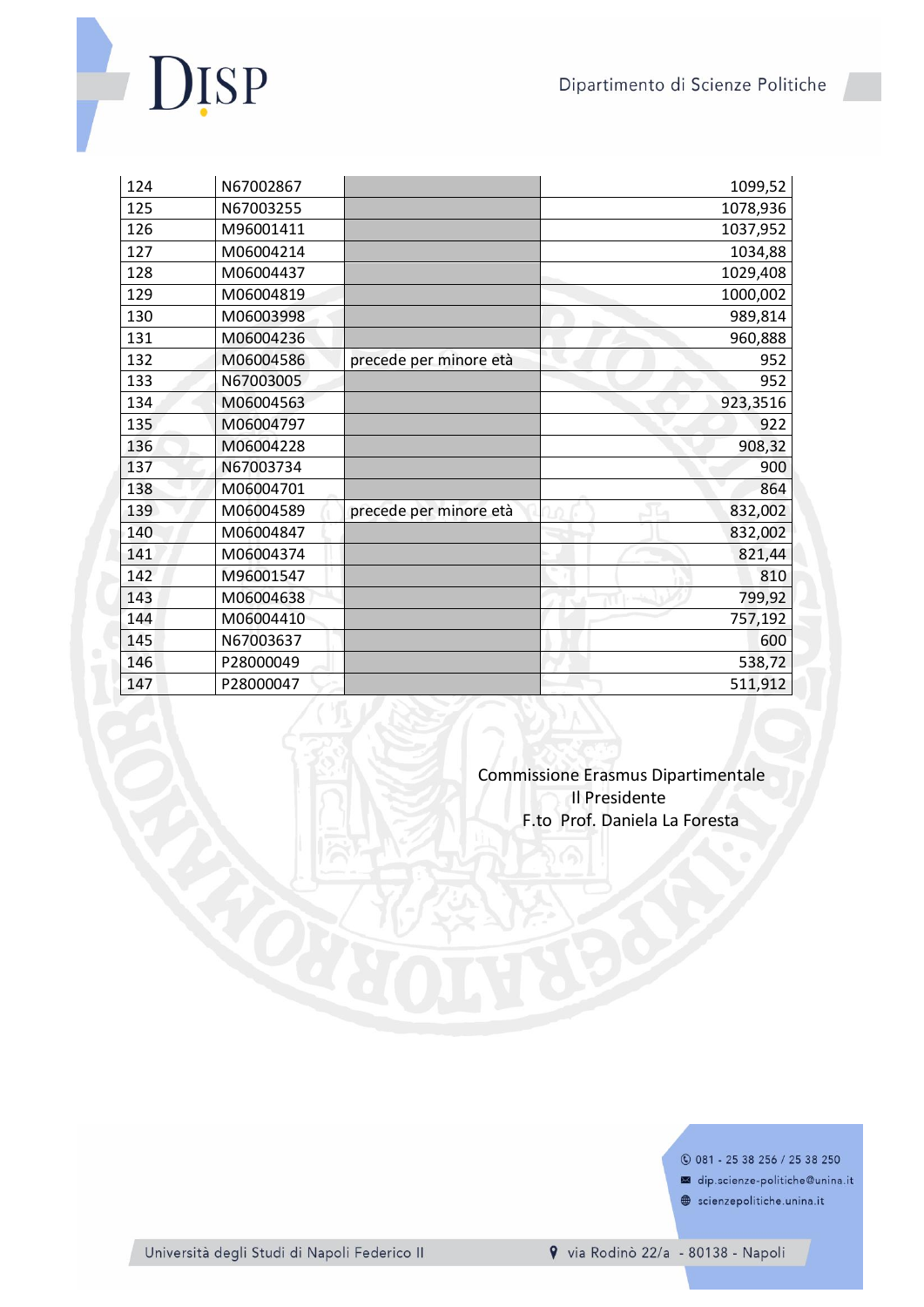| | | | |
|---|---|---|---|
| 124 | N67002867 | | 1099,52 |
| 125 | N67003255 | | 1078,936 |
| 126 | M96001411 | | 1037,952 |
| 127 | M06004214 | | 1034,88 |
| 128 | M06004437 | | 1029,408 |
| 129 | M06004819 | | 1000,002 |
| 130 | M06003998 | | 989,814 |
| 131 | M06004236 | | 960,888 |
| 132 | M06004586 | precede per minore età | 952 |
| 133 | N67003005 | | 952 |
| 134 | M06004563 | | 923,3516 |
| 135 | M06004797 | | 922 |
| 136 | M06004228 | | 908,32 |
| 137 | N67003734 | | 900 |
| 138 | M06004701 | | 864 |
| 139 | M06004589 | precede per minore età | 832,002 |
| 140 | M06004847 | | 832,002 |
| 141 | M06004374 | | 821,44 |
| 142 | M96001547 | | 810 |
| 143 | M06004638 | | 799,92 |
| 144 | M06004410 | | 757,192 |
| 145 | N67003637 | | 600 |
| 146 | P28000049 | | 538,72 |
| 147 | P28000047 | | 511,912 |

Commissione Erasmus Dipartimentale
Il Presidente
F.to Prof. Daniela La Foresta